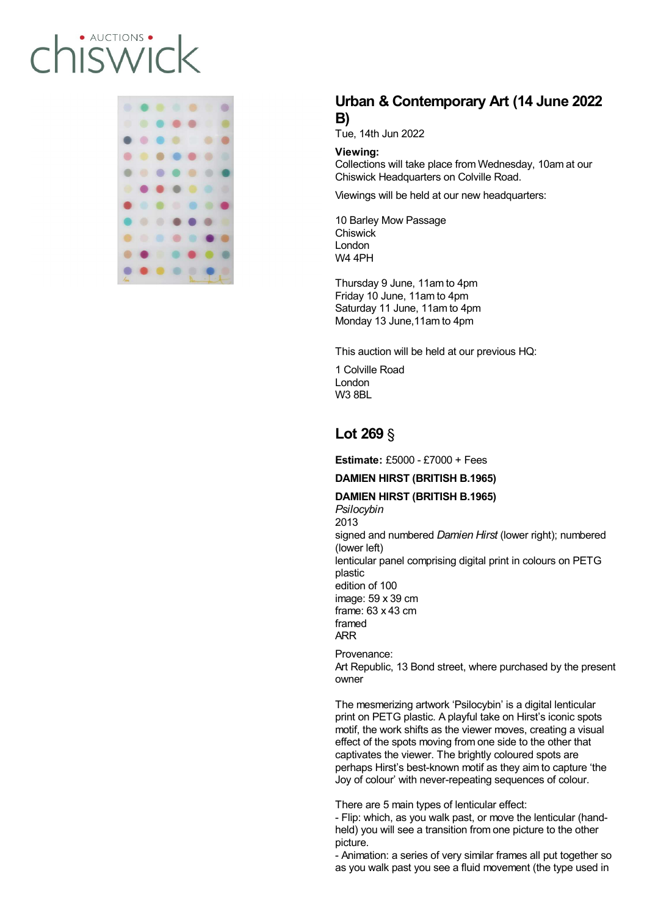chiswick • AUCTIONS •

# Urban & Contemporary Art (14 June 2022 B)

Tue, 14th Jun 2022

**Viewing:**
Collections will take place from Wednesday, 10am at our Chiswick Headquarters on Colville Road.

Viewings will be held at our new headquarters:

10 Barley Mow Passage
Chiswick
London
W4 4PH

Thursday 9 June, 11am to 4pm
Friday 10 June, 11am to 4pm
Saturday 11 June, 11am to 4pm
Monday 13 June,11am to 4pm

This auction will be held at our previous HQ:

1 Colville Road
London
W3 8BL

## Lot 269 §

**Estimate:** £5000 - £7000 + Fees

**DAMIEN HIRST (BRITISH B.1965)**

**DAMIEN HIRST (BRITISH B.1965)**
*Psilocybin*
2013
signed and numbered *Damien Hirst* (lower right); numbered (lower left)
lenticular panel comprising digital print in colours on PETG plastic
edition of 100
image: 59 x 39 cm
frame: 63 x 43 cm
framed
ARR

Provenance:
Art Republic, 13 Bond street, where purchased by the present owner

The mesmerizing artwork 'Psilocybin' is a digital lenticular print on PETG plastic. A playful take on Hirst's iconic spots motif, the work shifts as the viewer moves, creating a visual effect of the spots moving from one side to the other that captivates the viewer. The brightly coloured spots are perhaps Hirst's best-known motif as they aim to capture 'the Joy of colour' with never-repeating sequences of colour.

There are 5 main types of lenticular effect:
- Flip: which, as you walk past, or move the lenticular (hand-held) you will see a transition from one picture to the other picture.
- Animation: a series of very similar frames all put together so as you walk past you see a fluid movement (the type used in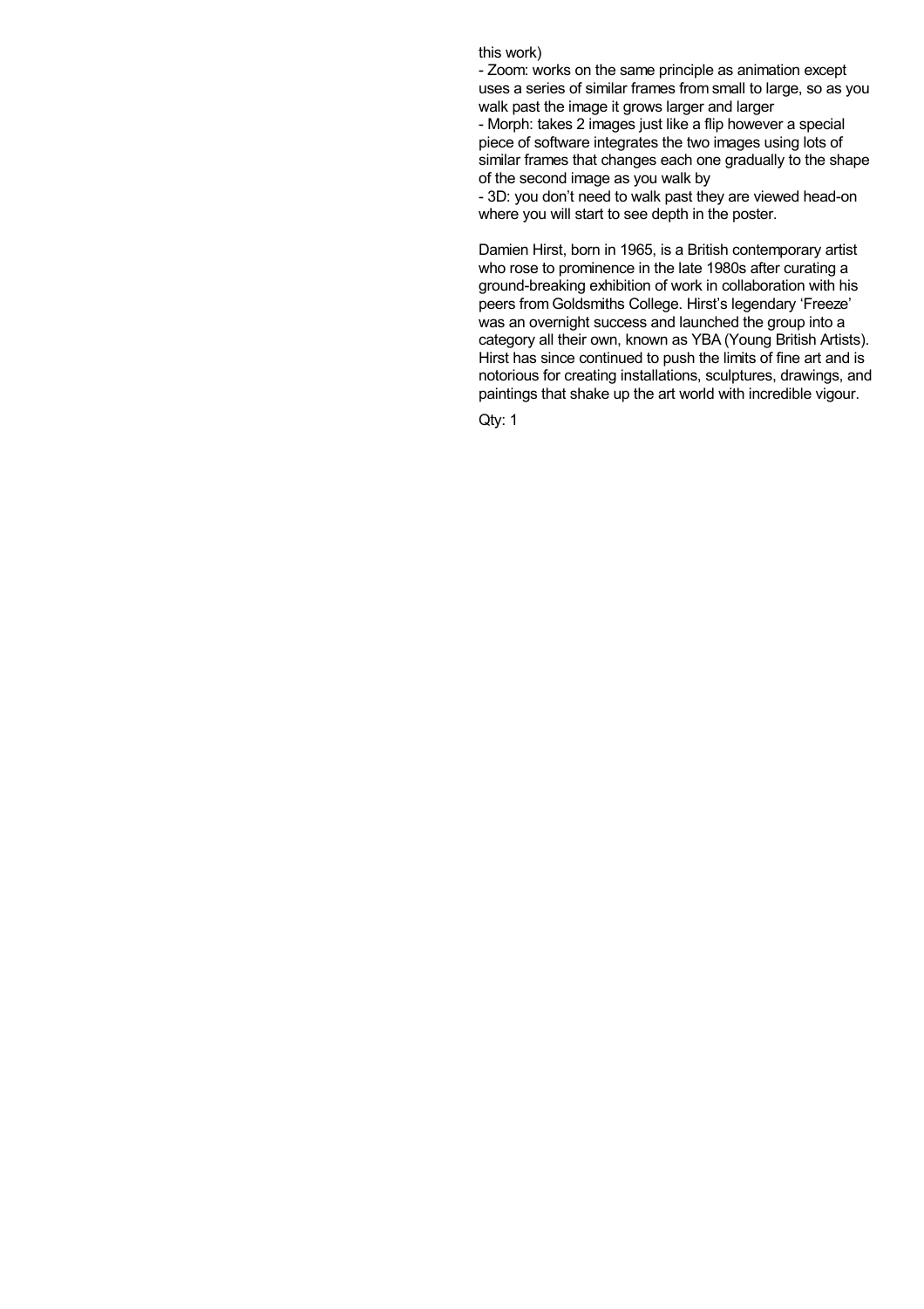this work)

- Zoom: works on the same principle as animation except uses a series of similar frames from small to large, so as you walk past the image it grows larger and larger
- Morph: takes 2 images just like a flip however a special piece of software integrates the two images using lots of similar frames that changes each one gradually to the shape of the second image as you walk by
- 3D: you don't need to walk past they are viewed head-on where you will start to see depth in the poster.

Damien Hirst, born in 1965, is a British contemporary artist who rose to prominence in the late 1980s after curating a ground-breaking exhibition of work in collaboration with his peers from Goldsmiths College. Hirst's legendary 'Freeze' was an overnight success and launched the group into a category all their own, known as YBA (Young British Artists). Hirst has since continued to push the limits of fine art and is notorious for creating installations, sculptures, drawings, and paintings that shake up the art world with incredible vigour.

Qty: 1